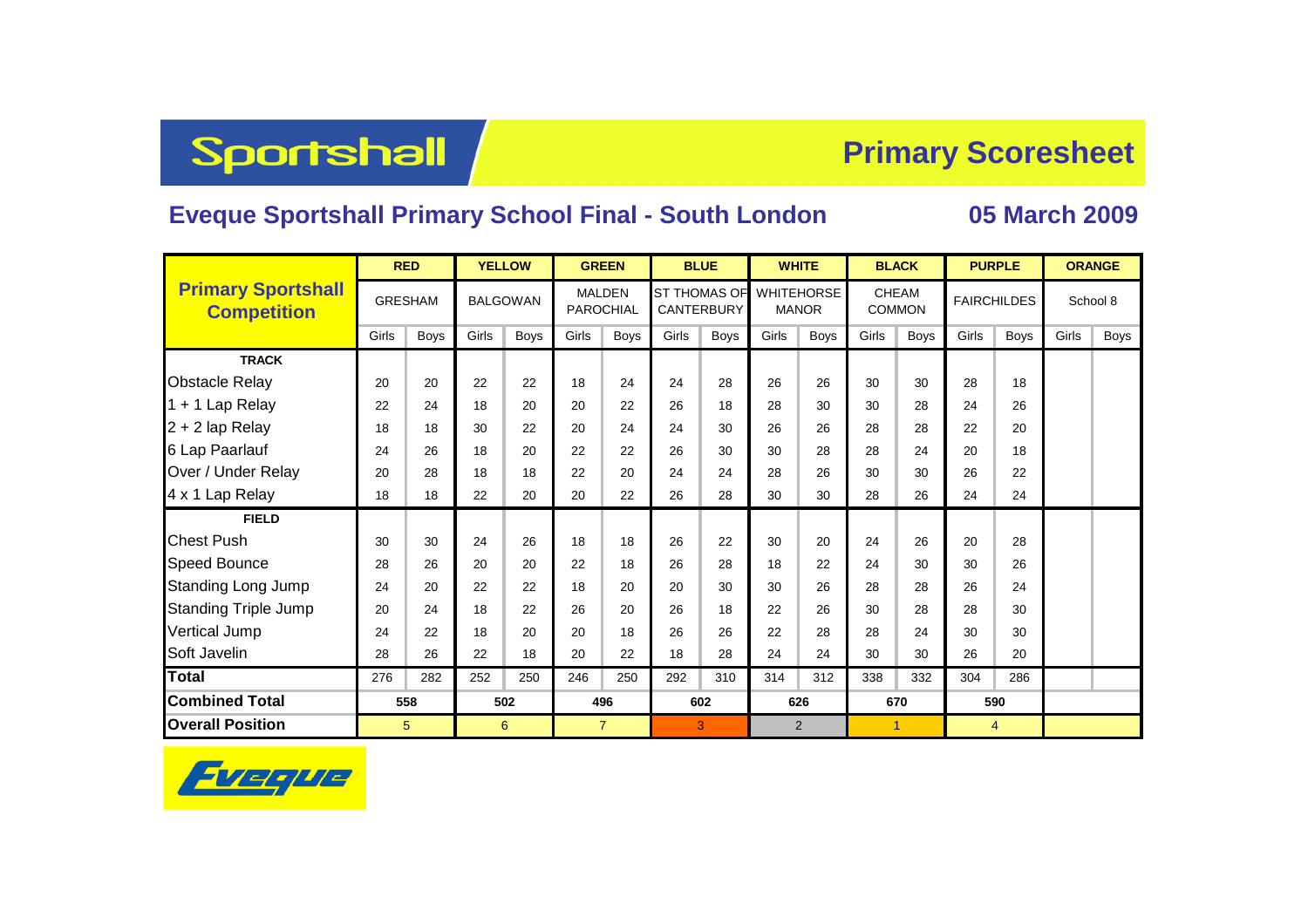# Sportshall

## Primary Scoresheet

### Eveque Sportshall Primary School Final - South London

### 05 March 2009

| Primary Sportshall Competition | RED | | YELLOW | | GREEN | | BLUE | | WHITE | | BLACK | | PURPLE | | ORANGE | |
|---|---|---|---|---|---|---|---|---|---|---|---|---|---|---|---|---|
| | GRESHAM | | BALGOWAN | | MALDEN PAROCHIAL | | ST THOMAS OF CANTERBURY | | WHITEHORSE MANOR | | CHEAM COMMON | | FAIRCHILDES | | School 8 | |
| | Girls | Boys | Girls | Boys | Girls | Boys | Girls | Boys | Girls | Boys | Girls | Boys | Girls | Boys | Girls | Boys |
| **TRACK** | | | | | | | | | | | | | | | | |
| Obstacle Relay | 20 | 20 | 22 | 22 | 18 | 24 | 24 | 28 | 26 | 26 | 30 | 30 | 28 | 18 | | |
| 1 + 1 Lap Relay | 22 | 24 | 18 | 20 | 20 | 22 | 26 | 18 | 28 | 30 | 30 | 28 | 24 | 26 | | |
| 2 + 2 lap Relay | 18 | 18 | 30 | 22 | 20 | 24 | 24 | 30 | 26 | 26 | 28 | 28 | 22 | 20 | | |
| 6 Lap Paarlauf | 24 | 26 | 18 | 20 | 22 | 22 | 26 | 30 | 30 | 28 | 28 | 24 | 20 | 18 | | |
| Over / Under Relay | 20 | 28 | 18 | 18 | 22 | 20 | 24 | 24 | 28 | 26 | 30 | 30 | 26 | 22 | | |
| 4 x 1 Lap Relay | 18 | 18 | 22 | 20 | 20 | 22 | 26 | 28 | 30 | 30 | 28 | 26 | 24 | 24 | | |
| **FIELD** | | | | | | | | | | | | | | | | |
| Chest Push | 30 | 30 | 24 | 26 | 18 | 18 | 26 | 22 | 30 | 20 | 24 | 26 | 20 | 28 | | |
| Speed Bounce | 28 | 26 | 20 | 20 | 22 | 18 | 26 | 28 | 18 | 22 | 24 | 30 | 30 | 26 | | |
| Standing Long Jump | 24 | 20 | 22 | 22 | 18 | 20 | 20 | 30 | 30 | 26 | 28 | 28 | 26 | 24 | | |
| Standing Triple Jump | 20 | 24 | 18 | 22 | 26 | 20 | 26 | 18 | 22 | 26 | 30 | 28 | 28 | 30 | | |
| Vertical Jump | 24 | 22 | 18 | 20 | 20 | 18 | 26 | 26 | 22 | 28 | 28 | 24 | 30 | 30 | | |
| Soft Javelin | 28 | 26 | 22 | 18 | 20 | 22 | 18 | 28 | 24 | 24 | 30 | 30 | 26 | 20 | | |
| **Total** | 276 | 282 | 252 | 250 | 246 | 250 | 292 | 310 | 314 | 312 | 338 | 332 | 304 | 286 | | |
| **Combined Total** | 558 | | 502 | | 496 | | 602 | | 626 | | 670 | | 590 | | | |
| **Overall Position** | 5 | | 6 | | 7 | | 3 | | 2 | | 1 | | 4 | | | |

Eveque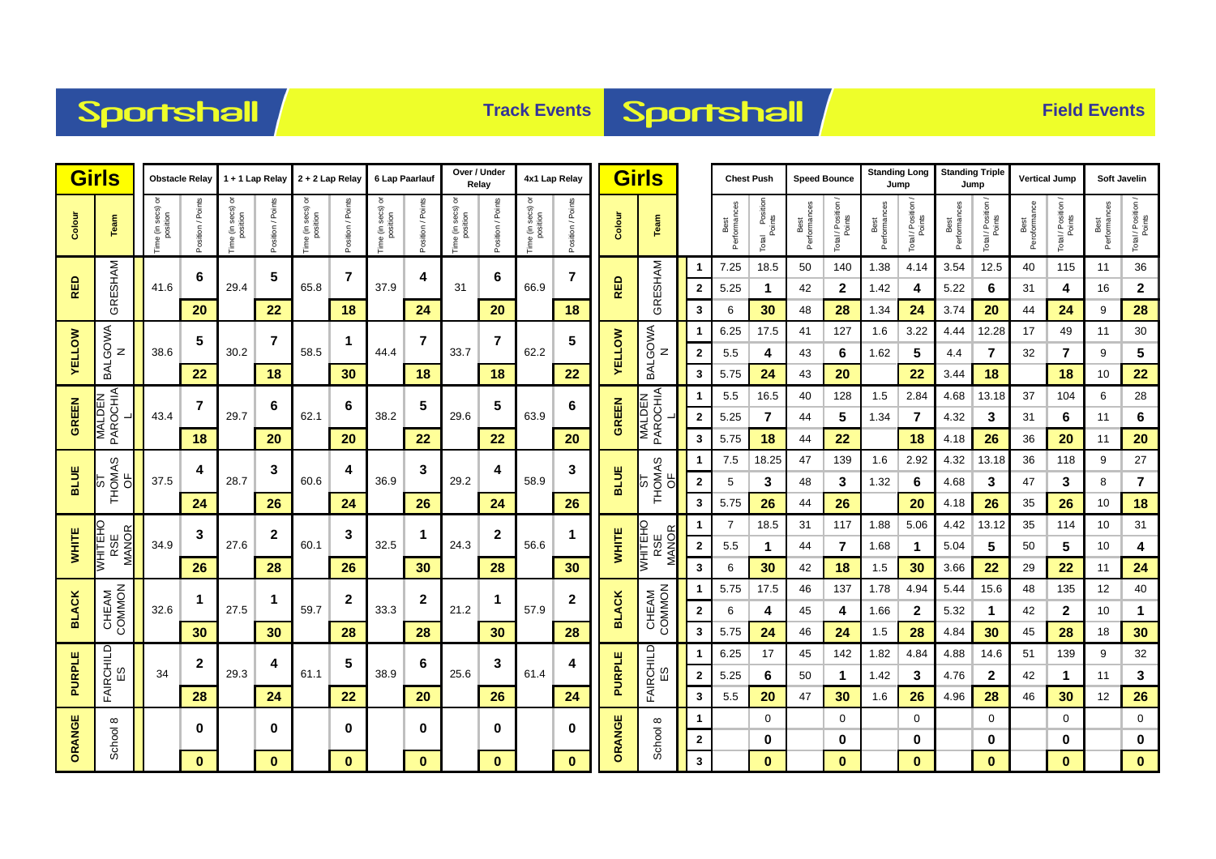# Sportshall — Track Events

| Girls | | Obstacle Relay | | 1 + 1 Lap Relay | | 2 + 2 Lap Relay | | 6 Lap Paarlauf | | Over / Under Relay | | 4x1 Lap Relay | |
|---|---|---|---|---|---|---|---|---|---|---|---|---|---|
| Colour | Team | Time (in secs) or position | Position / Points | Time (in secs) or position | Position / Points | Time (in secs) or position | Position / Points | Time (in secs) or position | Position / Points | Time (in secs) or position | Position / Points | Time (in secs) or position | Position / Points |
| RED | GRESHAM | 41.6 | 6 | 29.4 | 5 | 65.8 | 7 | 37.9 | 4 | 31 | 6 | 66.9 | 7 |
| | | | **20** | | **22** | | **18** | | **24** | | **20** | | **18** |
| YELLOW | BALGOWAN | 38.6 | 5 | 30.2 | 7 | 58.5 | 1 | 44.4 | 7 | 33.7 | 7 | 62.2 | 5 |
| | | | **22** | | **18** | | **30** | | **18** | | **18** | | **22** |
| GREEN | MALDEN PAROCHIAL | 43.4 | 7 | 29.7 | 6 | 62.1 | 6 | 38.2 | 5 | 29.6 | 5 | 63.9 | 6 |
| | | | **18** | | **20** | | **20** | | **22** | | **22** | | **20** |
| BLUE | ST THOMAS OF | 37.5 | 4 | 28.7 | 3 | 60.6 | 4 | 36.9 | 3 | 29.2 | 4 | 58.9 | 3 |
| | | | **24** | | **26** | | **24** | | **26** | | **24** | | **26** |
| WHITE | WHITEHORSE MANOR | 34.9 | 3 | 27.6 | 2 | 60.1 | 3 | 32.5 | 1 | 24.3 | 2 | 56.6 | 1 |
| | | | **26** | | **28** | | **26** | | **30** | | **28** | | **30** |
| BLACK | CHEAM COMMON | 32.6 | 1 | 27.5 | 1 | 59.7 | 2 | 33.3 | 2 | 21.2 | 1 | 57.9 | 2 |
| | | | **30** | | **30** | | **28** | | **28** | | **30** | | **28** |
| PURPLE | FAIRCHILDES | 34 | 2 | 29.3 | 4 | 61.1 | 5 | 38.9 | 6 | 25.6 | 3 | 61.4 | 4 |
| | | | **28** | | **24** | | **22** | | **20** | | **26** | | **24** |
| ORANGE | School 8 | | 0 | | 0 | | 0 | | 0 | | 0 | | 0 |
| | | | **0** | | **0** | | **0** | | **0** | | **0** | | **0** |

# Sportshall — Field Events

| Girls | | | Chest Push | | Speed Bounce | | Standing Long Jump | | Standing Triple Jump | | Vertical Jump | | Soft Javelin | |
|---|---|---|---|---|---|---|---|---|---|---|---|---|---|---|
| Colour | Team | | Best Performances | Total Position Points | Best Performances | Total / Position / Points | Best Performances | Total / Position / Points | Best Performances | Total / Position / Points | Best Performance | Total / Position / Points | Best Performances | Total / Position / Points |
| RED | GRESHAM | 1 | 7.25 | 18.5 | 50 | 140 | 1.38 | 4.14 | 3.54 | 12.5 | 40 | 115 | 11 | 36 |
| | | 2 | 5.25 | **1** | 42 | **2** | 1.42 | **4** | 5.22 | **6** | 31 | **4** | 16 | **2** |
| | | 3 | 6 | **30** | 48 | **28** | 1.34 | **24** | 3.74 | **20** | 44 | **24** | 9 | **28** |
| YELLOW | BALGOWAN | 1 | 6.25 | 17.5 | 41 | 127 | 1.6 | 3.22 | 4.44 | 12.28 | 17 | 49 | 11 | 30 |
| | | 2 | 5.5 | **4** | 43 | **6** | 1.62 | **5** | 4.4 | **7** | 32 | **7** | 9 | **5** |
| | | 3 | 5.75 | **24** | 43 | **20** | | **22** | 3.44 | **18** | | **18** | 10 | **22** |
| GREEN | MALDEN PAROCHIAL | 1 | 5.5 | 16.5 | 40 | 128 | 1.5 | 2.84 | 4.68 | 13.18 | 37 | 104 | 6 | 28 |
| | | 2 | 5.25 | **7** | 44 | **5** | 1.34 | **7** | 4.32 | **3** | 31 | **6** | 11 | **6** |
| | | 3 | 5.75 | **18** | 44 | **22** | | **18** | 4.18 | **26** | 36 | **20** | 11 | **20** |
| BLUE | ST THOMAS OF | 1 | 7.5 | 18.25 | 47 | 139 | 1.6 | 2.92 | 4.32 | 13.18 | 36 | 118 | 9 | 27 |
| | | 2 | 5 | **3** | 48 | **3** | 1.32 | **6** | 4.68 | **3** | 47 | **3** | 8 | **7** |
| | | 3 | 5.75 | **26** | 44 | **26** | | **20** | 4.18 | **26** | 35 | **26** | 10 | **18** |
| WHITE | WHITEHORSE MANOR | 1 | 7 | 18.5 | 31 | 117 | 1.88 | 5.06 | 4.42 | 13.12 | 35 | 114 | 10 | 31 |
| | | 2 | 5.5 | **1** | 44 | **7** | 1.68 | **1** | 5.04 | **5** | 50 | **5** | 10 | **4** |
| | | 3 | 6 | **30** | 42 | **18** | 1.5 | **30** | 3.66 | **22** | 29 | **22** | 11 | **24** |
| BLACK | CHEAM COMMON | 1 | 5.75 | 17.5 | 46 | 137 | 1.78 | 4.94 | 5.44 | 15.6 | 48 | 135 | 12 | 40 |
| | | 2 | 6 | **4** | 45 | **4** | 1.66 | **2** | 5.32 | **1** | 42 | **2** | 10 | **1** |
| | | 3 | 5.75 | **24** | 46 | **24** | 1.5 | **28** | 4.84 | **30** | 45 | **28** | 18 | **30** |
| PURPLE | FAIRCHILDES | 1 | 6.25 | 17 | 45 | 142 | 1.82 | 4.84 | 4.88 | 14.6 | 51 | 139 | 9 | 32 |
| | | 2 | 5.25 | **6** | 50 | **1** | 1.42 | **3** | 4.76 | **2** | 42 | **1** | 11 | **3** |
| | | 3 | 5.5 | **20** | 47 | **30** | 1.6 | **26** | 4.96 | **28** | 46 | **30** | 12 | **26** |
| ORANGE | School 8 | 1 | | 0 | | 0 | | 0 | | 0 | | 0 | | 0 |
| | | 2 | | **0** | | **0** | | **0** | | **0** | | **0** | | **0** |
| | | 3 | | **0** | | **0** | | **0** | | **0** | | **0** | | **0** |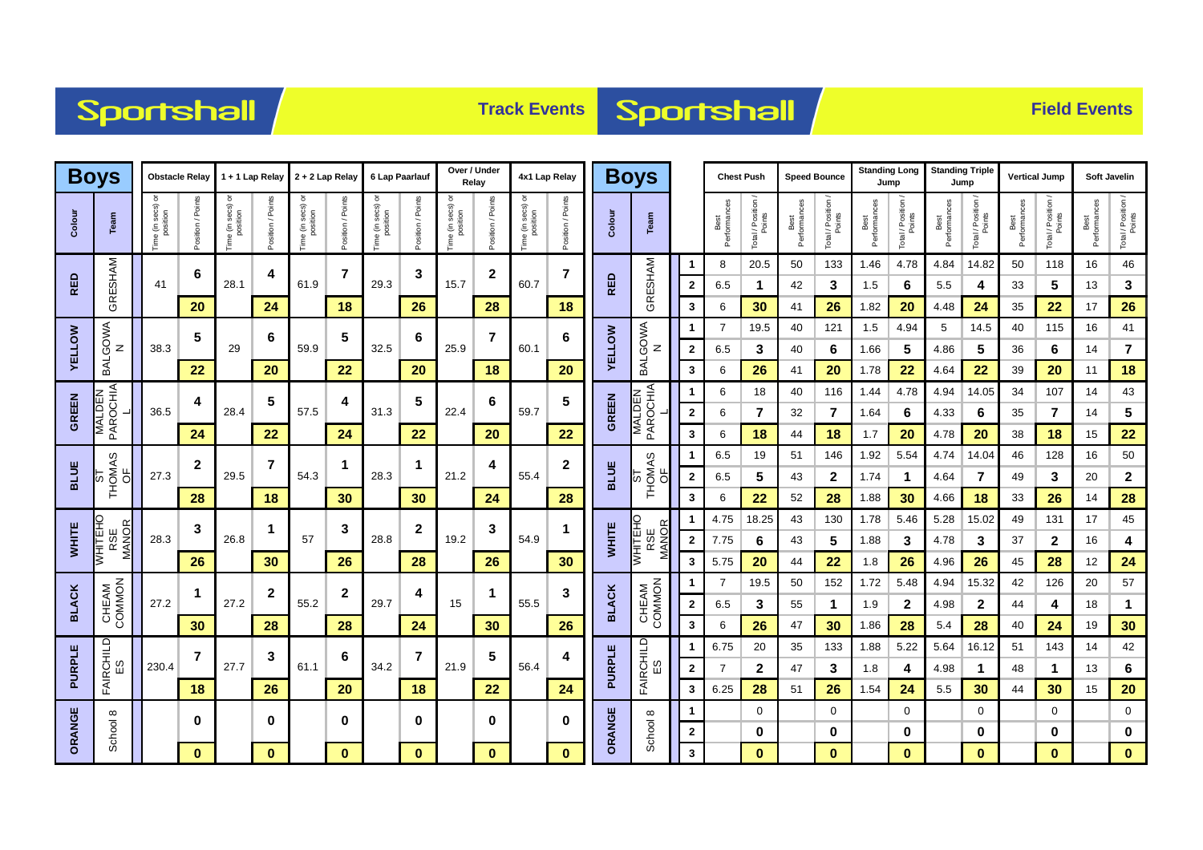## Sportshall — Track Events

| Boys | | Obstacle Relay | | 1 + 1 Lap Relay | | 2 + 2 Lap Relay | | 6 Lap Paarlauf | | Over / Under Relay | | 4x1 Lap Relay | |
|---|---|---|---|---|---|---|---|---|---|---|---|---|---|
| Colour | Team | Time (in secs) or position | Position / Points | Time (in secs) or position | Position / Points | Time (in secs) or position | Position / Points | Time (in secs) or position | Position / Points | Time (in secs) or position | Position / Points | Time (in secs) or position | Position / Points |
| RED | GRESHAM | 41 | 6 | 28.1 | 4 | 61.9 | 7 | 29.3 | 3 | 15.7 | 2 | 60.7 | 7 |
| | | | 20 | | 24 | | 18 | | 26 | | 28 | | 18 |
| YELLOW | BALGOWAN | 38.3 | 5 | 29 | 6 | 59.9 | 5 | 32.5 | 6 | 25.9 | 7 | 60.1 | 6 |
| | | | 22 | | 20 | | 22 | | 20 | | 18 | | 20 |
| GREEN | MALDEN PAROCHIAL | 36.5 | 4 | 28.4 | 5 | 57.5 | 4 | 31.3 | 5 | 22.4 | 6 | 59.7 | 5 |
| | | | 24 | | 22 | | 24 | | 22 | | 20 | | 22 |
| BLUE | ST THOMAS OF | 27.3 | 2 | 29.5 | 7 | 54.3 | 1 | 28.3 | 1 | 21.2 | 4 | 55.4 | 2 |
| | | | 28 | | 18 | | 30 | | 30 | | 24 | | 28 |
| WHITE | WHITEHORSE MANOR | 28.3 | 3 | 26.8 | 1 | 57 | 3 | 28.8 | 2 | 19.2 | 3 | 54.9 | 1 |
| | | | 26 | | 30 | | 26 | | 28 | | 26 | | 30 |
| BLACK | CHEAM COMMON | 27.2 | 1 | 27.2 | 2 | 55.2 | 2 | 29.7 | 4 | 15 | 1 | 55.5 | 3 |
| | | | 30 | | 28 | | 28 | | 24 | | 30 | | 26 |
| PURPLE | FAIRCHILDES | 230.4 | 7 | 27.7 | 3 | 61.1 | 6 | 34.2 | 7 | 21.9 | 5 | 56.4 | 4 |
| | | | 18 | | 26 | | 20 | | 18 | | 22 | | 24 |
| ORANGE | School 8 | | 0 | | 0 | | 0 | | 0 | | 0 | | 0 |
| | | | 0 | | 0 | | 0 | | 0 | | 0 | | 0 |

## Sportshall — Field Events

| Boys | | | Chest Push | | Speed Bounce | | Standing Long Jump | | Standing Triple Jump | | Vertical Jump | | Soft Javelin | |
|---|---|---|---|---|---|---|---|---|---|---|---|---|---|---|
| Colour | Team | | Best Performances | Total / Position / Points | Best Performances | Total / Position / Points | Best Performances | Total / Position / Points | Best Performances | Total / Position / Points | Best Performances | Total / Position / Points | Best Performances | Total / Position / Points |
| RED | GRESHAM | 1 | 8 | 20.5 | 50 | 133 | 1.46 | 4.78 | 4.84 | 14.82 | 50 | 118 | 16 | 46 |
| | | 2 | 6.5 | 1 | 42 | 3 | 1.5 | 6 | 5.5 | 4 | 33 | 5 | 13 | 3 |
| | | 3 | 6 | 30 | 41 | 26 | 1.82 | 20 | 4.48 | 24 | 35 | 22 | 17 | 26 |
| YELLOW | BALGOWAN | 1 | 7 | 19.5 | 40 | 121 | 1.5 | 4.94 | 5 | 14.5 | 40 | 115 | 16 | 41 |
| | | 2 | 6.5 | 3 | 40 | 6 | 1.66 | 5 | 4.86 | 5 | 36 | 6 | 14 | 7 |
| | | 3 | 6 | 26 | 41 | 20 | 1.78 | 22 | 4.64 | 22 | 39 | 20 | 11 | 18 |
| GREEN | MALDEN PAROCHIAL | 1 | 6 | 18 | 40 | 116 | 1.44 | 4.78 | 4.94 | 14.05 | 34 | 107 | 14 | 43 |
| | | 2 | 6 | 7 | 32 | 7 | 1.64 | 6 | 4.33 | 6 | 35 | 7 | 14 | 5 |
| | | 3 | 6 | 18 | 44 | 18 | 1.7 | 20 | 4.78 | 20 | 38 | 18 | 15 | 22 |
| BLUE | ST THOMAS OF | 1 | 6.5 | 19 | 51 | 146 | 1.92 | 5.54 | 4.74 | 14.04 | 46 | 128 | 16 | 50 |
| | | 2 | 6.5 | 5 | 43 | 2 | 1.74 | 1 | 4.64 | 7 | 49 | 3 | 20 | 2 |
| | | 3 | 6 | 22 | 52 | 28 | 1.88 | 30 | 4.66 | 18 | 33 | 26 | 14 | 28 |
| WHITE | WHITEHORSE MANOR | 1 | 4.75 | 18.25 | 43 | 130 | 1.78 | 5.46 | 5.28 | 15.02 | 49 | 131 | 17 | 45 |
| | | 2 | 7.75 | 6 | 43 | 5 | 1.88 | 3 | 4.78 | 3 | 37 | 2 | 16 | 4 |
| | | 3 | 5.75 | 20 | 44 | 22 | 1.8 | 26 | 4.96 | 26 | 45 | 28 | 12 | 24 |
| BLACK | CHEAM COMMON | 1 | 7 | 19.5 | 50 | 152 | 1.72 | 5.48 | 4.94 | 15.32 | 42 | 126 | 20 | 57 |
| | | 2 | 6.5 | 3 | 55 | 1 | 1.9 | 2 | 4.98 | 2 | 44 | 4 | 18 | 1 |
| | | 3 | 6 | 26 | 47 | 30 | 1.86 | 28 | 5.4 | 28 | 40 | 24 | 19 | 30 |
| PURPLE | FAIRCHILDES | 1 | 6.75 | 20 | 35 | 133 | 1.88 | 5.22 | 5.64 | 16.12 | 51 | 143 | 14 | 42 |
| | | 2 | 7 | 2 | 47 | 3 | 1.8 | 4 | 4.98 | 1 | 48 | 1 | 13 | 6 |
| | | 3 | 6.25 | 28 | 51 | 26 | 1.54 | 24 | 5.5 | 30 | 44 | 30 | 15 | 20 |
| ORANGE | School 8 | 1 | | 0 | | 0 | | 0 | | 0 | | 0 | | 0 |
| | | 2 | | 0 | | 0 | | 0 | | 0 | | 0 | | 0 |
| | | 3 | | 0 | | 0 | | 0 | | 0 | | 0 | | 0 |